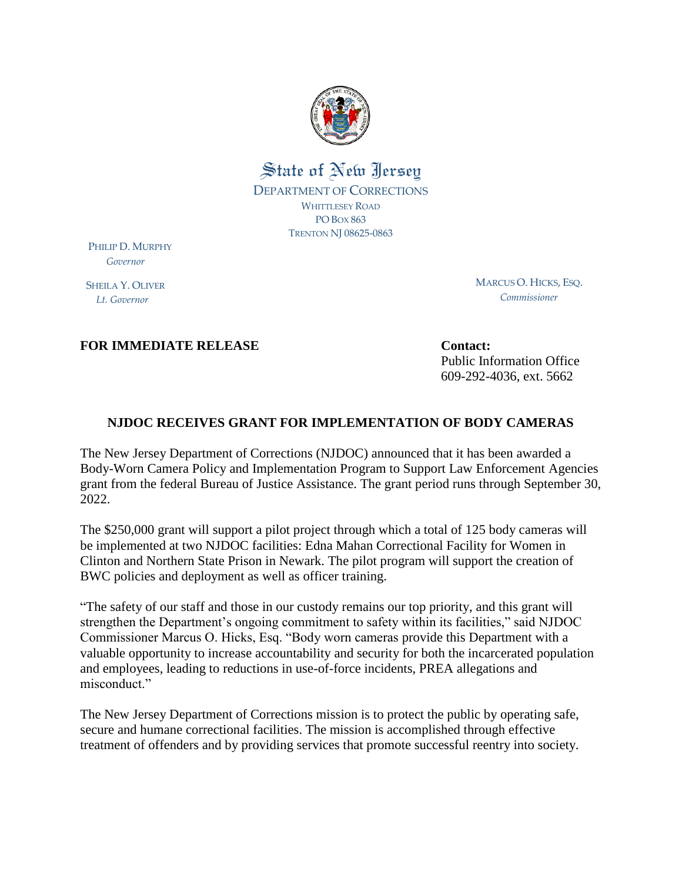State of New Jersey

DEPARTMENT OF CORRECTIONS

WHITTLESEY ROAD

PO BOX 863

TRENTON NJ 08625-0863

PHILIP D. MURPHY
*Governor*

SHEILA Y. OLIVER
*Lt. Governor*

MARCUS O. HICKS, ESQ.
*Commissioner*

**FOR IMMEDIATE RELEASE**

**Contact:**
Public Information Office
609-292-4036, ext. 5662

## NJDOC RECEIVES GRANT FOR IMPLEMENTATION OF BODY CAMERAS

The New Jersey Department of Corrections (NJDOC) announced that it has been awarded a Body-Worn Camera Policy and Implementation Program to Support Law Enforcement Agencies grant from the federal Bureau of Justice Assistance. The grant period runs through September 30, 2022.

The $250,000 grant will support a pilot project through which a total of 125 body cameras will be implemented at two NJDOC facilities: Edna Mahan Correctional Facility for Women in Clinton and Northern State Prison in Newark. The pilot program will support the creation of BWC policies and deployment as well as officer training.

"The safety of our staff and those in our custody remains our top priority, and this grant will strengthen the Department's ongoing commitment to safety within its facilities," said NJDOC Commissioner Marcus O. Hicks, Esq. "Body worn cameras provide this Department with a valuable opportunity to increase accountability and security for both the incarcerated population and employees, leading to reductions in use-of-force incidents, PREA allegations and misconduct."

The New Jersey Department of Corrections mission is to protect the public by operating safe, secure and humane correctional facilities. The mission is accomplished through effective treatment of offenders and by providing services that promote successful reentry into society.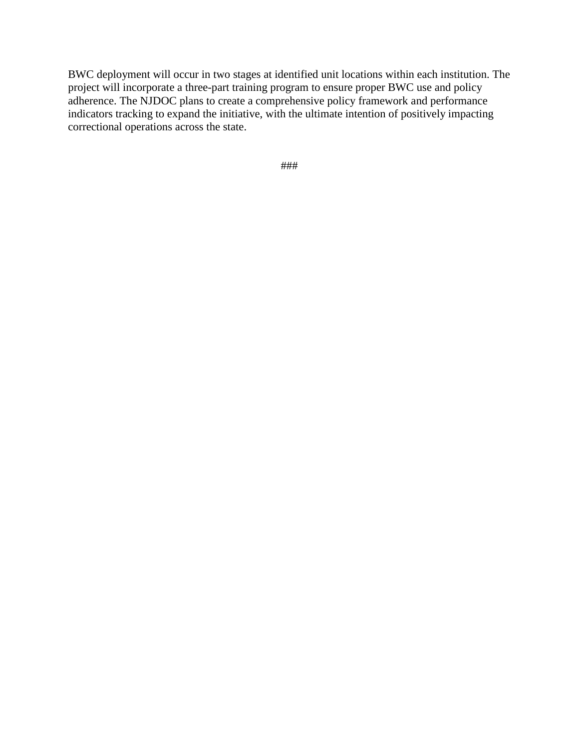BWC deployment will occur in two stages at identified unit locations within each institution. The project will incorporate a three-part training program to ensure proper BWC use and policy adherence. The NJDOC plans to create a comprehensive policy framework and performance indicators tracking to expand the initiative, with the ultimate intention of positively impacting correctional operations across the state.

###